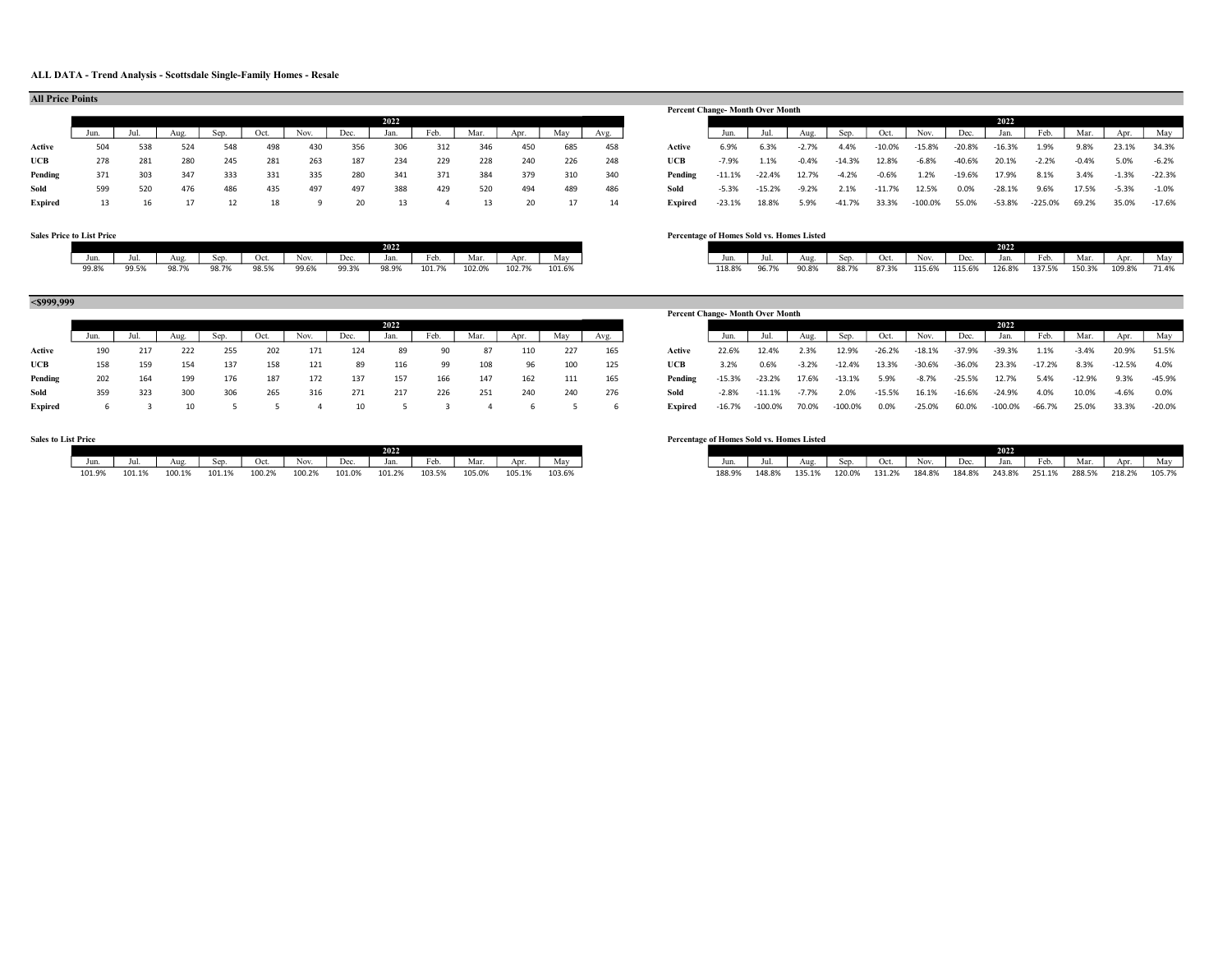# ALL DATA - Trend Analysis - Scottsdale Single-Family Homes - Resale

## All Price Points

| | | | | | | | | 2022 | | | | | |
|---|---|---|---|---|---|---|---|---|---|---|---|---|---|
| | Jun. | Jul. | Aug. | Sep. | Oct. | Nov. | Dec. | Jan. | Feb. | Mar. | Apr. | May | Avg. |
| **Active** | 504 | 538 | 524 | 548 | 498 | 430 | 356 | 306 | 312 | 346 | 450 | 685 | 458 |
| **UCB** | 278 | 281 | 280 | 245 | 281 | 263 | 187 | 234 | 229 | 228 | 240 | 226 | 248 |
| **Pending** | 371 | 303 | 347 | 333 | 331 | 335 | 280 | 341 | 371 | 384 | 379 | 310 | 340 |
| **Sold** | 599 | 520 | 476 | 486 | 435 | 497 | 497 | 388 | 429 | 520 | 494 | 489 | 486 |
| **Expired** | 13 | 16 | 17 | 12 | 18 | 9 | 20 | 13 | 4 | 13 | 20 | 17 | 14 |

**Percent Change- Month Over Month**

| | | | | | | | | 2022 | | | | |
|---|---|---|---|---|---|---|---|---|---|---|---|---|
| | Jun. | Jul. | Aug. | Sep. | Oct. | Nov. | Dec. | Jan. | Feb. | Mar. | Apr. | May |
| **Active** | 6.9% | 6.3% | -2.7% | 4.4% | -10.0% | -15.8% | -20.8% | -16.3% | 1.9% | 9.8% | 23.1% | 34.3% |
| **UCB** | -7.9% | 1.1% | -0.4% | -14.3% | 12.8% | -6.8% | -40.6% | 20.1% | -2.2% | -0.4% | 5.0% | -6.2% |
| **Pending** | -11.1% | -22.4% | 12.7% | -4.2% | -0.6% | 1.2% | -19.6% | 17.9% | 8.1% | 3.4% | -1.3% | -22.3% |
| **Sold** | -5.3% | -15.2% | -9.2% | 2.1% | -11.7% | 12.5% | 0.0% | -28.1% | 9.6% | 17.5% | -5.3% | -1.0% |
| **Expired** | -23.1% | 18.8% | 5.9% | -41.7% | 33.3% | -100.0% | 55.0% | -53.8% | -225.0% | 69.2% | 35.0% | -17.6% |

**Sales Price to List Price**

| | | | | | | | 2022 | | | | |
|---|---|---|---|---|---|---|---|---|---|---|---|
| Jun. | Jul. | Aug. | Sep. | Oct. | Nov. | Dec. | Jan. | Feb. | Mar. | Apr. | May |
| 99.8% | 99.5% | 98.7% | 98.7% | 98.5% | 99.6% | 99.3% | 98.9% | 101.7% | 102.0% | 102.7% | 101.6% |

**Percentage of Homes Sold vs. Homes Listed**

| | | | | | | | 2022 | | | | |
|---|---|---|---|---|---|---|---|---|---|---|---|
| Jun. | Jul. | Aug. | Sep. | Oct. | Nov. | Dec. | Jan. | Feb. | Mar. | Apr. | May |
| 118.8% | 96.7% | 90.8% | 88.7% | 87.3% | 115.6% | 115.6% | 126.8% | 137.5% | 150.3% | 109.8% | 71.4% |

## <$999,999

| | | | | | | | | 2022 | | | | | |
|---|---|---|---|---|---|---|---|---|---|---|---|---|---|
| | Jun. | Jul. | Aug. | Sep. | Oct. | Nov. | Dec. | Jan. | Feb. | Mar. | Apr. | May | Avg. |
| **Active** | 190 | 217 | 222 | 255 | 202 | 171 | 124 | 89 | 90 | 87 | 110 | 227 | 165 |
| **UCB** | 158 | 159 | 154 | 137 | 158 | 121 | 89 | 116 | 99 | 108 | 96 | 100 | 125 |
| **Pending** | 202 | 164 | 199 | 176 | 187 | 172 | 137 | 157 | 166 | 147 | 162 | 111 | 165 |
| **Sold** | 359 | 323 | 300 | 306 | 265 | 316 | 271 | 217 | 226 | 251 | 240 | 240 | 276 |
| **Expired** | 6 | 3 | 10 | 5 | 5 | 4 | 10 | 5 | 3 | 4 | 6 | 5 | 6 |

**Percent Change- Month Over Month**

| | | | | | | | | 2022 | | | | |
|---|---|---|---|---|---|---|---|---|---|---|---|---|
| | Jun. | Jul. | Aug. | Sep. | Oct. | Nov. | Dec. | Jan. | Feb. | Mar. | Apr. | May |
| **Active** | 22.6% | 12.4% | 2.3% | 12.9% | -26.2% | -18.1% | -37.9% | -39.3% | 1.1% | -3.4% | 20.9% | 51.5% |
| **UCB** | 3.2% | 0.6% | -3.2% | -12.4% | 13.3% | -30.6% | -36.0% | 23.3% | -17.2% | 8.3% | -12.5% | 4.0% |
| **Pending** | -15.3% | -23.2% | 17.6% | -13.1% | 5.9% | -8.7% | -25.5% | 12.7% | 5.4% | -12.9% | 9.3% | -45.9% |
| **Sold** | -2.8% | -11.1% | -7.7% | 2.0% | -15.5% | 16.1% | -16.6% | -24.9% | 4.0% | 10.0% | -4.6% | 0.0% |
| **Expired** | -16.7% | -100.0% | 70.0% | -100.0% | 0.0% | -25.0% | 60.0% | -100.0% | -66.7% | 25.0% | 33.3% | -20.0% |

**Sales to List Price**

| | | | | | | | 2022 | | | | |
|---|---|---|---|---|---|---|---|---|---|---|---|
| Jun. | Jul. | Aug. | Sep. | Oct. | Nov. | Dec. | Jan. | Feb. | Mar. | Apr. | May |
| 101.9% | 101.1% | 100.1% | 101.1% | 100.2% | 100.2% | 101.0% | 101.2% | 103.5% | 105.0% | 105.1% | 103.6% |

**Percentage of Homes Sold vs. Homes Listed**

| | | | | | | | 2022 | | | | |
|---|---|---|---|---|---|---|---|---|---|---|---|
| Jun. | Jul. | Aug. | Sep. | Oct. | Nov. | Dec. | Jan. | Feb. | Mar. | Apr. | May |
| 188.9% | 148.8% | 135.1% | 120.0% | 131.2% | 184.8% | 184.8% | 243.8% | 251.1% | 288.5% | 218.2% | 105.7% |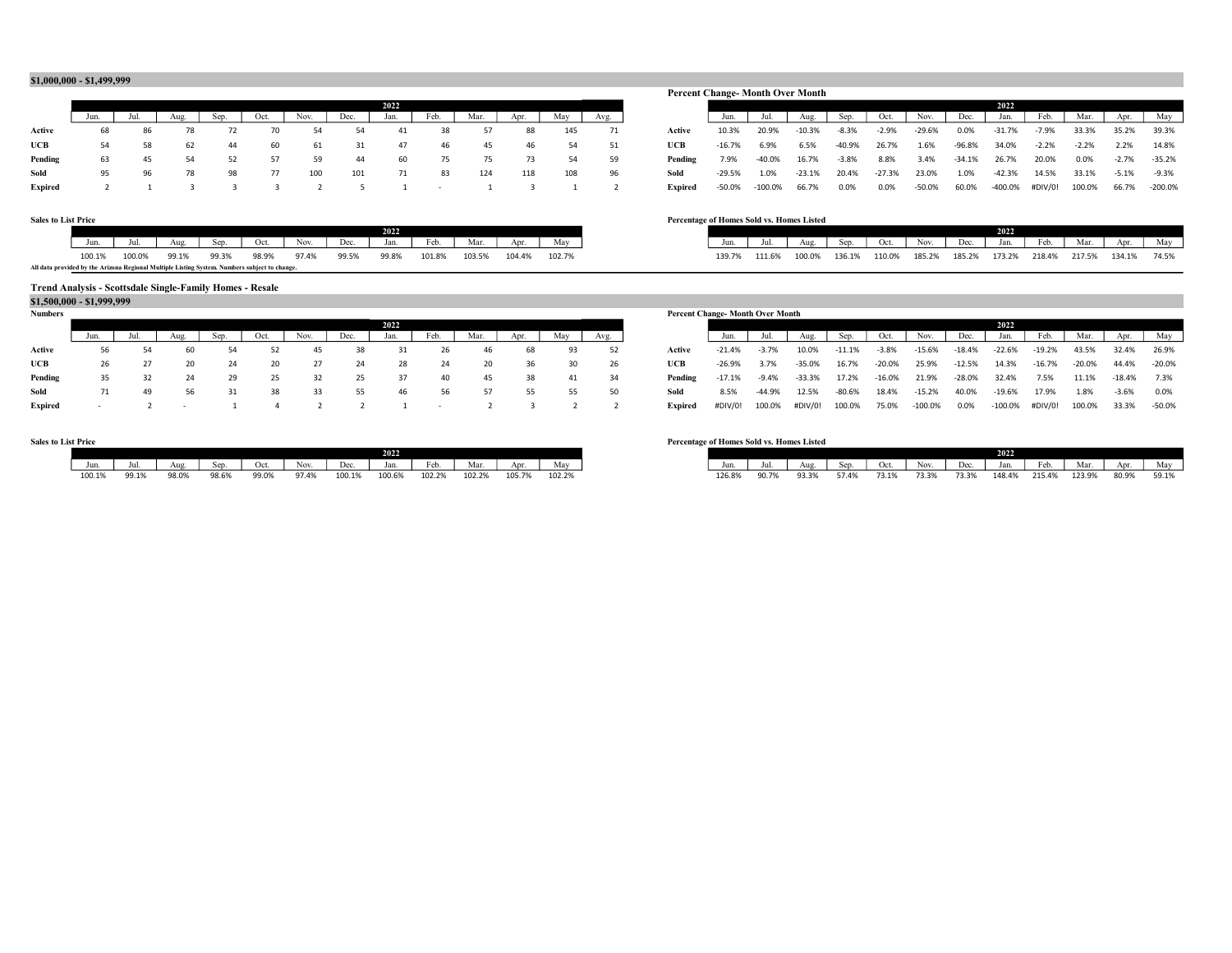## $1,000,000 - $1,499,999

| | 2022 | | | | | | | | | | | | |
|---|---|---|---|---|---|---|---|---|---|---|---|---|---|
| | Jun. | Jul. | Aug. | Sep. | Oct. | Nov. | Dec. | Jan. | Feb. | Mar. | Apr. | May | Avg. |
| **Active** | 68 | 86 | 78 | 72 | 70 | 54 | 54 | 41 | 38 | 57 | 88 | 145 | 71 |
| **UCB** | 54 | 58 | 62 | 44 | 60 | 61 | 31 | 47 | 46 | 45 | 46 | 54 | 51 |
| **Pending** | 63 | 45 | 54 | 52 | 57 | 59 | 44 | 60 | 75 | 75 | 73 | 54 | 59 |
| **Sold** | 95 | 96 | 78 | 98 | 77 | 100 | 101 | 71 | 83 | 124 | 118 | 108 | 96 |
| **Expired** | 2 | 1 | 3 | 3 | 3 | 2 | 5 | 1 | - | 1 | 3 | 1 | 2 |

**Percent Change- Month Over Month**

| | 2022 | | | | | | | | | | | |
|---|---|---|---|---|---|---|---|---|---|---|---|---|
| | Jun. | Jul. | Aug. | Sep. | Oct. | Nov. | Dec. | Jan. | Feb. | Mar. | Apr. | May |
| **Active** | 10.3% | 20.9% | -10.3% | -8.3% | -2.9% | -29.6% | 0.0% | -31.7% | -7.9% | 33.3% | 35.2% | 39.3% |
| **UCB** | -16.7% | 6.9% | 6.5% | -40.9% | 26.7% | 1.6% | -96.8% | 34.0% | -2.2% | -2.2% | 2.2% | 14.8% |
| **Pending** | 7.9% | -40.0% | 16.7% | -3.8% | 8.8% | 3.4% | -34.1% | 26.7% | 20.0% | 0.0% | -2.7% | -35.2% |
| **Sold** | -29.5% | 1.0% | -23.1% | 20.4% | -27.3% | 23.0% | 1.0% | -42.3% | 14.5% | 33.1% | -5.1% | -9.3% |
| **Expired** | -50.0% | -100.0% | 66.7% | 0.0% | 0.0% | -50.0% | 60.0% | -400.0% | #DIV/0! | 100.0% | 66.7% | -200.0% |

**Sales to List Price**

| 2022 | | | | | | | | | | | |
|---|---|---|---|---|---|---|---|---|---|---|---|
| Jun. | Jul. | Aug. | Sep. | Oct. | Nov. | Dec. | Jan. | Feb. | Mar. | Apr. | May |
| 100.1% | 100.0% | 99.1% | 99.3% | 98.9% | 97.4% | 99.5% | 99.8% | 101.8% | 103.5% | 104.4% | 102.7% |

**Percentage of Homes Sold vs. Homes Listed**

| 2022 | | | | | | | | | | | |
|---|---|---|---|---|---|---|---|---|---|---|---|
| Jun. | Jul. | Aug. | Sep. | Oct. | Nov. | Dec. | Jan. | Feb. | Mar. | Apr. | May |
| 139.7% | 111.6% | 100.0% | 136.1% | 110.0% | 185.2% | 185.2% | 173.2% | 218.4% | 217.5% | 134.1% | 74.5% |

**All data provided by the Arizona Regional Multiple Listing System. Numbers subject to change.**

# Trend Analysis - Scottsdale Single-Family Homes - Resale

## $1,500,000 - $1,999,999

**Numbers**

| | 2022 | | | | | | | | | | | | |
|---|---|---|---|---|---|---|---|---|---|---|---|---|---|
| | Jun. | Jul. | Aug. | Sep. | Oct. | Nov. | Dec. | Jan. | Feb. | Mar. | Apr. | May | Avg. |
| **Active** | 56 | 54 | 60 | 54 | 52 | 45 | 38 | 31 | 26 | 46 | 68 | 93 | 52 |
| **UCB** | 26 | 27 | 20 | 24 | 20 | 27 | 24 | 28 | 24 | 20 | 36 | 30 | 26 |
| **Pending** | 35 | 32 | 24 | 29 | 25 | 32 | 25 | 37 | 40 | 45 | 38 | 41 | 34 |
| **Sold** | 71 | 49 | 56 | 31 | 38 | 33 | 55 | 46 | 56 | 57 | 55 | 55 | 50 |
| **Expired** | - | 2 | - | 1 | 4 | 2 | 2 | 1 | - | 2 | 3 | 2 | 2 |

**Percent Change- Month Over Month**

| | 2022 | | | | | | | | | | | |
|---|---|---|---|---|---|---|---|---|---|---|---|---|
| | Jun. | Jul. | Aug. | Sep. | Oct. | Nov. | Dec. | Jan. | Feb. | Mar. | Apr. | May |
| **Active** | -21.4% | -3.7% | 10.0% | -11.1% | -3.8% | -15.6% | -18.4% | -22.6% | -19.2% | 43.5% | 32.4% | 26.9% |
| **UCB** | -26.9% | 3.7% | -35.0% | 16.7% | -20.0% | 25.9% | -12.5% | 14.3% | -16.7% | -20.0% | 44.4% | -20.0% |
| **Pending** | -17.1% | -9.4% | -33.3% | 17.2% | -16.0% | 21.9% | -28.0% | 32.4% | 7.5% | 11.1% | -18.4% | 7.3% |
| **Sold** | 8.5% | -44.9% | 12.5% | -80.6% | 18.4% | -15.2% | 40.0% | -19.6% | 17.9% | 1.8% | -3.6% | 0.0% |
| **Expired** | #DIV/0! | 100.0% | #DIV/0! | 100.0% | 75.0% | -100.0% | 0.0% | -100.0% | #DIV/0! | 100.0% | 33.3% | -50.0% |

**Sales to List Price**

| 2022 | | | | | | | | | | | |
|---|---|---|---|---|---|---|---|---|---|---|---|
| Jun. | Jul. | Aug. | Sep. | Oct. | Nov. | Dec. | Jan. | Feb. | Mar. | Apr. | May |
| 100.1% | 99.1% | 98.0% | 98.6% | 99.0% | 97.4% | 100.1% | 100.6% | 102.2% | 102.2% | 105.7% | 102.2% |

**Percentage of Homes Sold vs. Homes Listed**

| 2022 | | | | | | | | | | | |
|---|---|---|---|---|---|---|---|---|---|---|---|
| Jun. | Jul. | Aug. | Sep. | Oct. | Nov. | Dec. | Jan. | Feb. | Mar. | Apr. | May |
| 126.8% | 90.7% | 93.3% | 57.4% | 73.1% | 73.3% | 73.3% | 148.4% | 215.4% | 123.9% | 80.9% | 59.1% |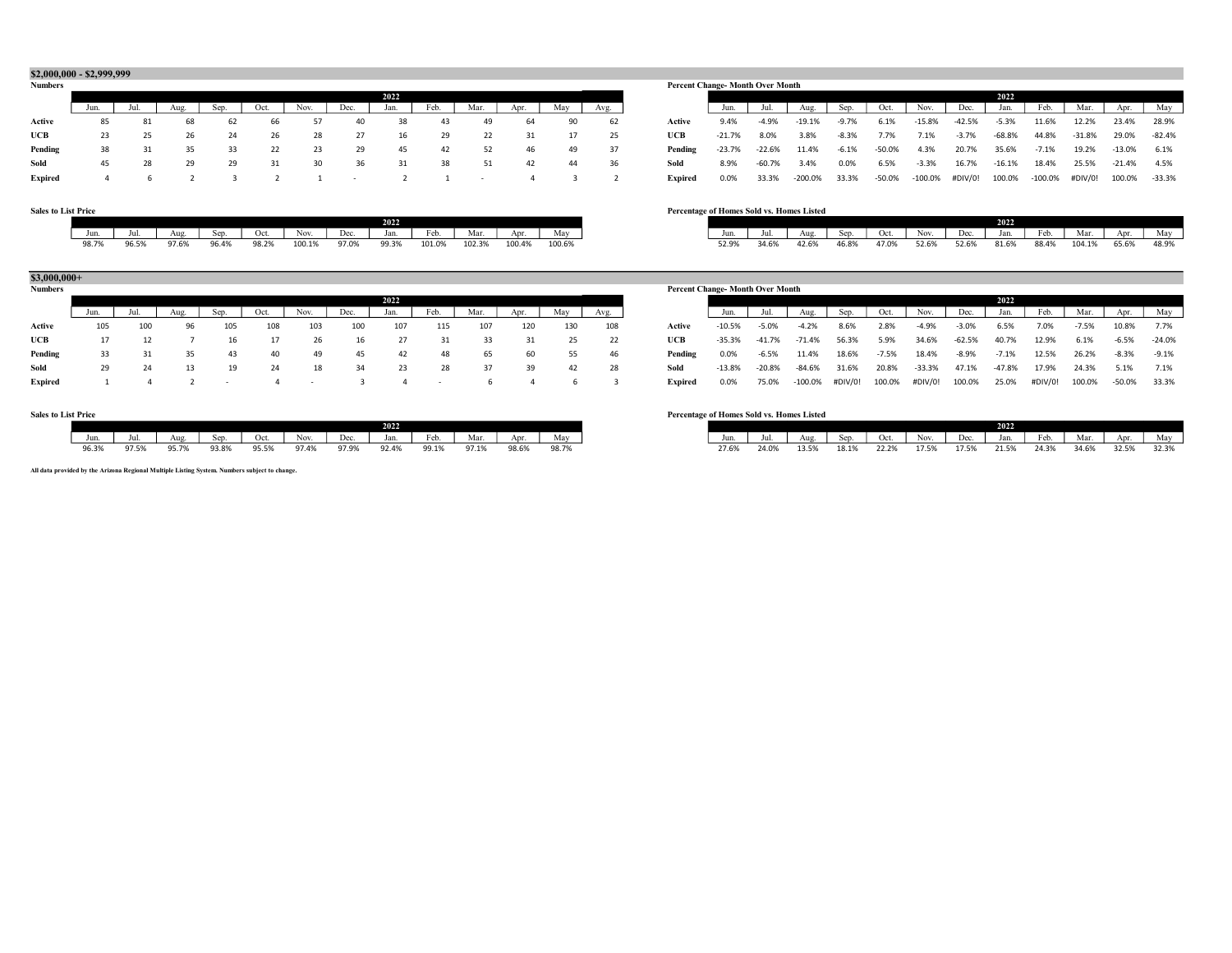## $2,000,000 - $2,999,999

**Numbers**

| | Jun. | Jul. | Aug. | Sep. | Oct. | Nov. | Dec. | 2022 Jan. | Feb. | Mar. | Apr. | May | Avg. |
|---|---|---|---|---|---|---|---|---|---|---|---|---|---|
| **Active** | 85 | 81 | 68 | 62 | 66 | 57 | 40 | 38 | 43 | 49 | 64 | 90 | 62 |
| **UCB** | 23 | 25 | 26 | 24 | 26 | 28 | 27 | 16 | 29 | 22 | 31 | 17 | 25 |
| **Pending** | 38 | 31 | 35 | 33 | 22 | 23 | 29 | 45 | 42 | 52 | 46 | 49 | 37 |
| **Sold** | 45 | 28 | 29 | 29 | 31 | 30 | 36 | 31 | 38 | 51 | 42 | 44 | 36 |
| **Expired** | 4 | 6 | 2 | 3 | 2 | 1 | - | 2 | 1 | - | 4 | 3 | 2 |

**Percent Change- Month Over Month**

| | Jun. | Jul. | Aug. | Sep. | Oct. | Nov. | Dec. | 2022 Jan. | Feb. | Mar. | Apr. | May |
|---|---|---|---|---|---|---|---|---|---|---|---|---|
| **Active** | 9.4% | -4.9% | -19.1% | -9.7% | 6.1% | -15.8% | -42.5% | -5.3% | 11.6% | 12.2% | 23.4% | 28.9% |
| **UCB** | -21.7% | 8.0% | 3.8% | -8.3% | 7.7% | 7.1% | -3.7% | -68.8% | 44.8% | -31.8% | 29.0% | -82.4% |
| **Pending** | -23.7% | -22.6% | 11.4% | -6.1% | -50.0% | 4.3% | 20.7% | 35.6% | -7.1% | 19.2% | -13.0% | 6.1% |
| **Sold** | 8.9% | -60.7% | 3.4% | 0.0% | 6.5% | -3.3% | 16.7% | -16.1% | 18.4% | 25.5% | -21.4% | 4.5% |
| **Expired** | 0.0% | 33.3% | -200.0% | 33.3% | -50.0% | -100.0% | #DIV/0! | 100.0% | -100.0% | #DIV/0! | 100.0% | -33.3% |

**Sales to List Price**

| Jun. | Jul. | Aug. | Sep. | Oct. | Nov. | Dec. | 2022 Jan. | Feb. | Mar. | Apr. | May |
|---|---|---|---|---|---|---|---|---|---|---|---|
| 98.7% | 96.5% | 97.6% | 96.4% | 98.2% | 100.1% | 97.0% | 99.3% | 101.0% | 102.3% | 100.4% | 100.6% |

**Percentage of Homes Sold vs. Homes Listed**

| Jun. | Jul. | Aug. | Sep. | Oct. | Nov. | Dec. | 2022 Jan. | Feb. | Mar. | Apr. | May |
|---|---|---|---|---|---|---|---|---|---|---|---|
| 52.9% | 34.6% | 42.6% | 46.8% | 47.0% | 52.6% | 52.6% | 81.6% | 88.4% | 104.1% | 65.6% | 48.9% |

## $3,000,000+

**Numbers**

| | Jun. | Jul. | Aug. | Sep. | Oct. | Nov. | Dec. | 2022 Jan. | Feb. | Mar. | Apr. | May | Avg. |
|---|---|---|---|---|---|---|---|---|---|---|---|---|---|
| **Active** | 105 | 100 | 96 | 105 | 108 | 103 | 100 | 107 | 115 | 107 | 120 | 130 | 108 |
| **UCB** | 17 | 12 | 7 | 16 | 17 | 26 | 16 | 27 | 31 | 33 | 31 | 25 | 22 |
| **Pending** | 33 | 31 | 35 | 43 | 40 | 49 | 45 | 42 | 48 | 65 | 60 | 55 | 46 |
| **Sold** | 29 | 24 | 13 | 19 | 24 | 18 | 34 | 23 | 28 | 37 | 39 | 42 | 28 |
| **Expired** | 1 | 4 | 2 | - | 4 | - | 3 | 4 | - | 6 | 4 | 6 | 3 |

**Percent Change- Month Over Month**

| | Jun. | Jul. | Aug. | Sep. | Oct. | Nov. | Dec. | 2022 Jan. | Feb. | Mar. | Apr. | May |
|---|---|---|---|---|---|---|---|---|---|---|---|---|
| **Active** | -10.5% | -5.0% | -4.2% | 8.6% | 2.8% | -4.9% | -3.0% | 6.5% | 7.0% | -7.5% | 10.8% | 7.7% |
| **UCB** | -35.3% | -41.7% | -71.4% | 56.3% | 5.9% | 34.6% | -62.5% | 40.7% | 12.9% | 6.1% | -6.5% | -24.0% |
| **Pending** | 0.0% | -6.5% | 11.4% | 18.6% | -7.5% | 18.4% | -8.9% | -7.1% | 12.5% | 26.2% | -8.3% | -9.1% |
| **Sold** | -13.8% | -20.8% | -84.6% | 31.6% | 20.8% | -33.3% | 47.1% | -47.8% | 17.9% | 24.3% | 5.1% | 7.1% |
| **Expired** | 0.0% | 75.0% | -100.0% | #DIV/0! | 100.0% | #DIV/0! | 100.0% | 25.0% | #DIV/0! | 100.0% | -50.0% | 33.3% |

**Sales to List Price**

| Jun. | Jul. | Aug. | Sep. | Oct. | Nov. | Dec. | 2022 Jan. | Feb. | Mar. | Apr. | May |
|---|---|---|---|---|---|---|---|---|---|---|---|
| 96.3% | 97.5% | 95.7% | 93.8% | 95.5% | 97.4% | 97.9% | 92.4% | 99.1% | 97.1% | 98.6% | 98.7% |

**Percentage of Homes Sold vs. Homes Listed**

| Jun. | Jul. | Aug. | Sep. | Oct. | Nov. | Dec. | 2022 Jan. | Feb. | Mar. | Apr. | May |
|---|---|---|---|---|---|---|---|---|---|---|---|
| 27.6% | 24.0% | 13.5% | 18.1% | 22.2% | 17.5% | 17.5% | 21.5% | 24.3% | 34.6% | 32.5% | 32.3% |

**All data provided by the Arizona Regional Multiple Listing System. Numbers subject to change.**